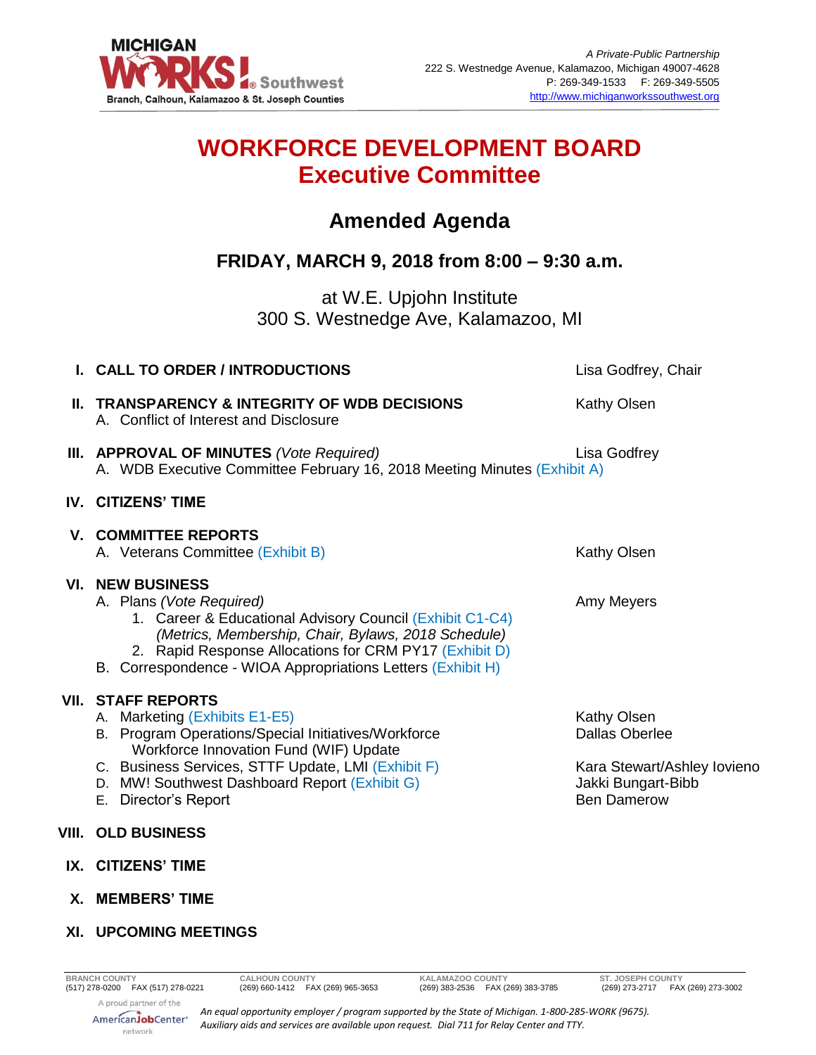MICHIGAN WORKS! Southwest
Branch, Calhoun, Kalamazoo & St. Joseph Counties

*A Private-Public Partnership*
222 S. Westnedge Avenue, Kalamazoo, Michigan 49007-4628
P: 269-349-1533 F: 269-349-5505
http://www.michiganworkssouthwest.org

# WORKFORCE DEVELOPMENT BOARD
# Executive Committee

## Amended Agenda

### FRIDAY, MARCH 9, 2018 from 8:00 – 9:30 a.m.

at W.E. Upjohn Institute
300 S. Westnedge Ave, Kalamazoo, MI

**I. CALL TO ORDER / INTRODUCTIONS** — Lisa Godfrey, Chair

**II. TRANSPARENCY & INTEGRITY OF WDB DECISIONS** — Kathy Olsen
- A. Conflict of Interest and Disclosure

**III. APPROVAL OF MINUTES** *(Vote Required)* — Lisa Godfrey
- A. WDB Executive Committee February 16, 2018 Meeting Minutes (Exhibit A)

**IV. CITIZENS' TIME**

**V. COMMITTEE REPORTS**
- A. Veterans Committee (Exhibit B) — Kathy Olsen

**VI. NEW BUSINESS**
- A. Plans *(Vote Required)* — Amy Meyers
  1. Career & Educational Advisory Council (Exhibit C1-C4) *(Metrics, Membership, Chair, Bylaws, 2018 Schedule)*
  2. Rapid Response Allocations for CRM PY17 (Exhibit D)
- B. Correspondence - WIOA Appropriations Letters (Exhibit H)

**VII. STAFF REPORTS**
- A. Marketing (Exhibits E1-E5) — Kathy Olsen
- B. Program Operations/Special Initiatives/Workforce Workforce Innovation Fund (WIF) Update — Dallas Oberlee
- C. Business Services, STTF Update, LMI (Exhibit F) — Kara Stewart/Ashley Iovieno
- D. MW! Southwest Dashboard Report (Exhibit G) — Jakki Bungart-Bibb
- E. Director's Report — Ben Damerow

**VIII. OLD BUSINESS**

**IX. CITIZENS' TIME**

**X. MEMBERS' TIME**

**XI. UPCOMING MEETINGS**

| BRANCH COUNTY | CALHOUN COUNTY | KALAMAZOO COUNTY | ST. JOSEPH COUNTY |
|---|---|---|---|
| (517) 278-0200 FAX (517) 278-0221 | (269) 660-1412 FAX (269) 965-3653 | (269) 383-2536 FAX (269) 383-3785 | (269) 273-2717 FAX (269) 273-3002 |

A proud partner of the AmericanJobCenter network

*An equal opportunity employer / program supported by the State of Michigan. 1-800-285-WORK (9675). Auxiliary aids and services are available upon request. Dial 711 for Relay Center and TTY.*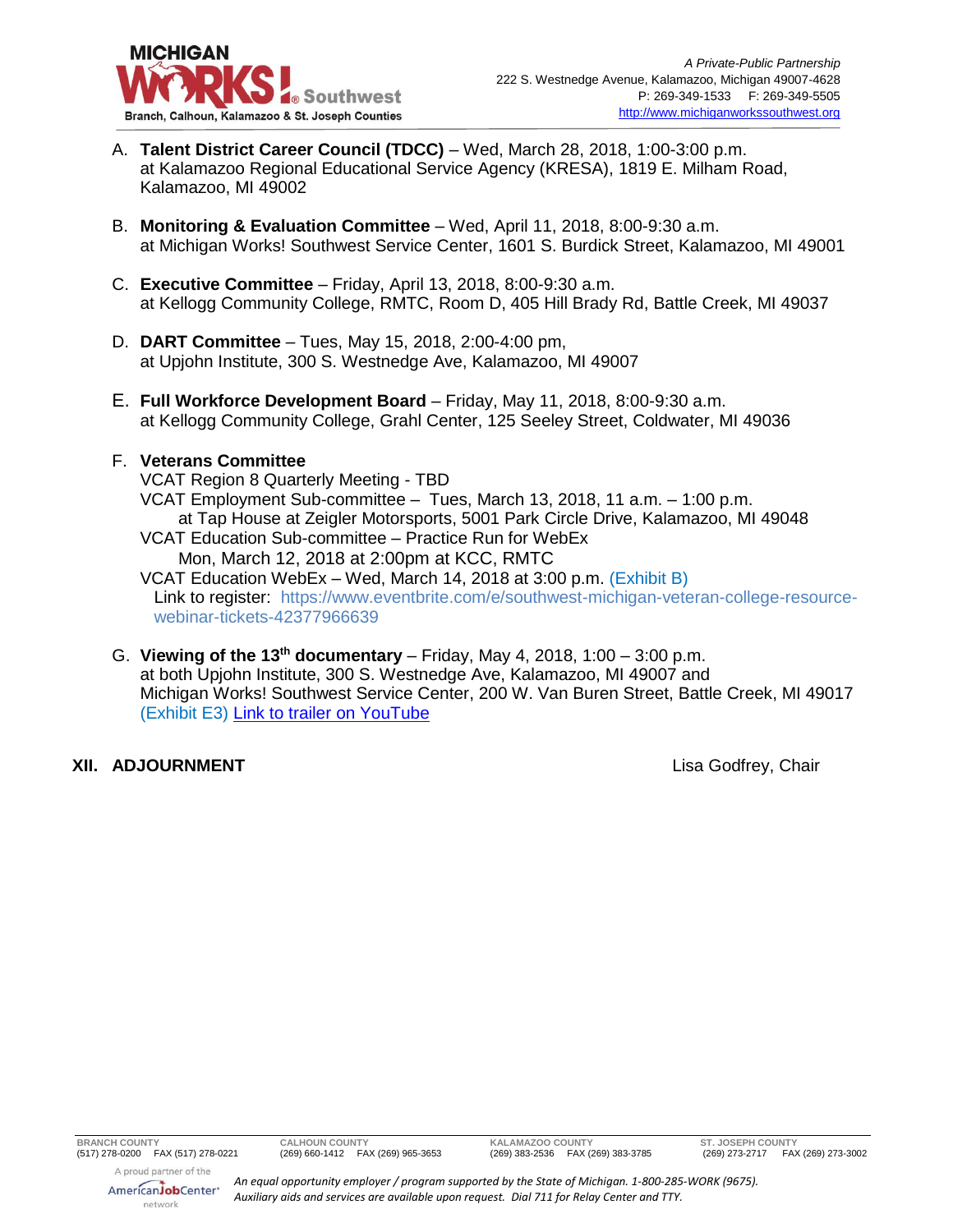A. **Talent District Career Council (TDCC)** – Wed, March 28, 2018, 1:00-3:00 p.m.
at Kalamazoo Regional Educational Service Agency (KRESA), 1819 E. Milham Road, Kalamazoo, MI 49002

B. **Monitoring & Evaluation Committee** – Wed, April 11, 2018, 8:00-9:30 a.m.
at Michigan Works! Southwest Service Center, 1601 S. Burdick Street, Kalamazoo, MI 49001

C. **Executive Committee** – Friday, April 13, 2018, 8:00-9:30 a.m.
at Kellogg Community College, RMTC, Room D, 405 Hill Brady Rd, Battle Creek, MI 49037

D. **DART Committee** – Tues, May 15, 2018, 2:00-4:00 pm,
at Upjohn Institute, 300 S. Westnedge Ave, Kalamazoo, MI 49007

E. **Full Workforce Development Board** – Friday, May 11, 2018, 8:00-9:30 a.m.
at Kellogg Community College, Grahl Center, 125 Seeley Street, Coldwater, MI 49036

F. **Veterans Committee**
VCAT Region 8 Quarterly Meeting - TBD
VCAT Employment Sub-committee – Tues, March 13, 2018, 11 a.m. – 1:00 p.m.
at Tap House at Zeigler Motorsports, 5001 Park Circle Drive, Kalamazoo, MI 49048
VCAT Education Sub-committee – Practice Run for WebEx
Mon, March 12, 2018 at 2:00pm at KCC, RMTC
VCAT Education WebEx – Wed, March 14, 2018 at 3:00 p.m. (Exhibit B)
Link to register: https://www.eventbrite.com/e/southwest-michigan-veteran-college-resource-webinar-tickets-42377966639

G. **Viewing of the 13th documentary** – Friday, May 4, 2018, 1:00 – 3:00 p.m.
at both Upjohn Institute, 300 S. Westnedge Ave, Kalamazoo, MI 49007 and
Michigan Works! Southwest Service Center, 200 W. Van Buren Street, Battle Creek, MI 49017
(Exhibit E3) Link to trailer on YouTube

**XII. ADJOURNMENT** Lisa Godfrey, Chair